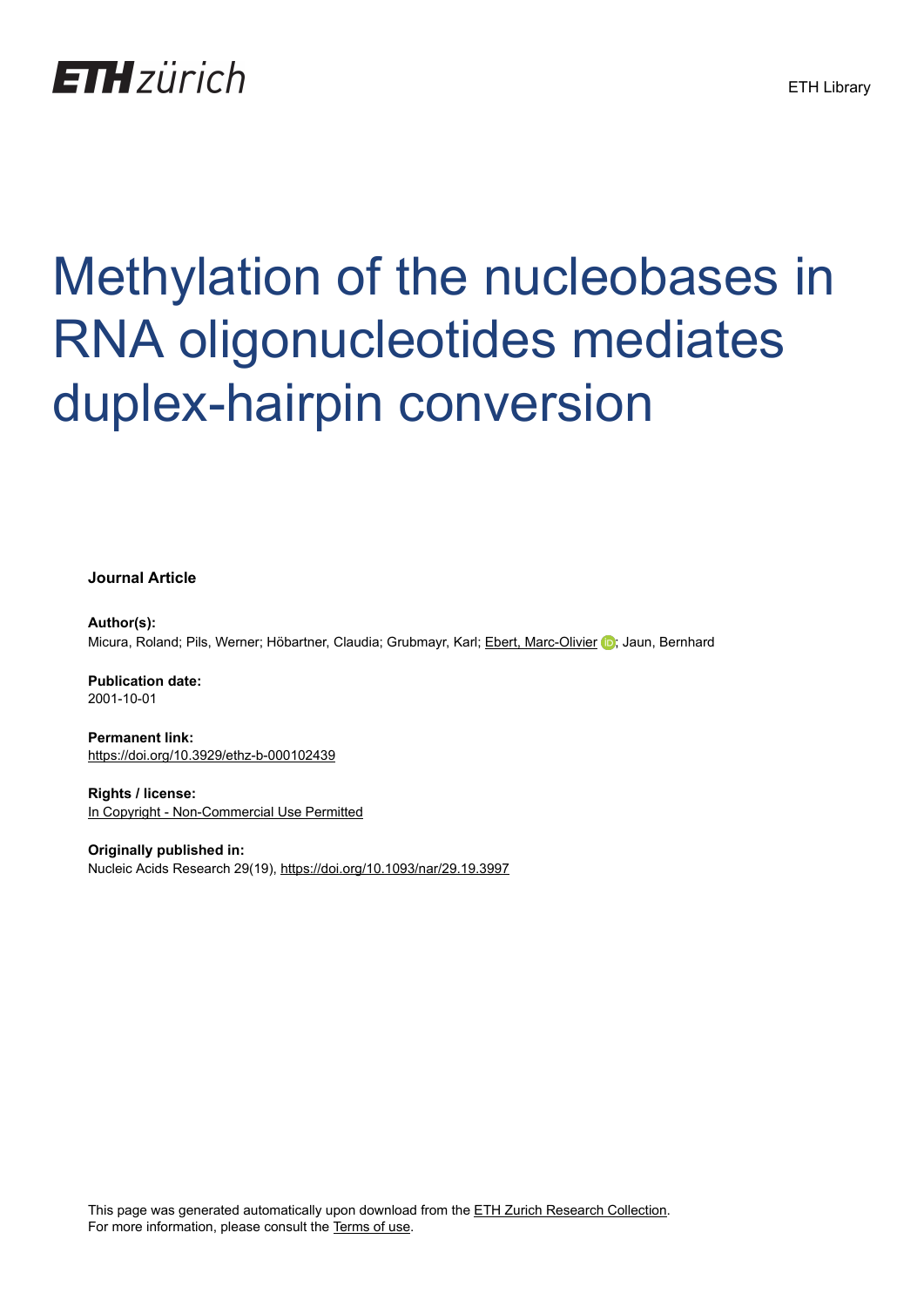ETH Library

# Methylation of the nucleobases in RNA oligonucleotides mediates duplex-hairpin conversion

**Journal Article**

**Author(s):**
Micura, Roland; Pils, Werner; Höbartner, Claudia; Grubmayr, Karl; Ebert, Marc-Olivier; Jaun, Bernhard

**Publication date:**
2001-10-01

**Permanent link:**
https://doi.org/10.3929/ethz-b-000102439

**Rights / license:**
In Copyright - Non-Commercial Use Permitted

**Originally published in:**
Nucleic Acids Research 29(19), https://doi.org/10.1093/nar/29.19.3997

This page was generated automatically upon download from the ETH Zurich Research Collection.
For more information, please consult the Terms of use.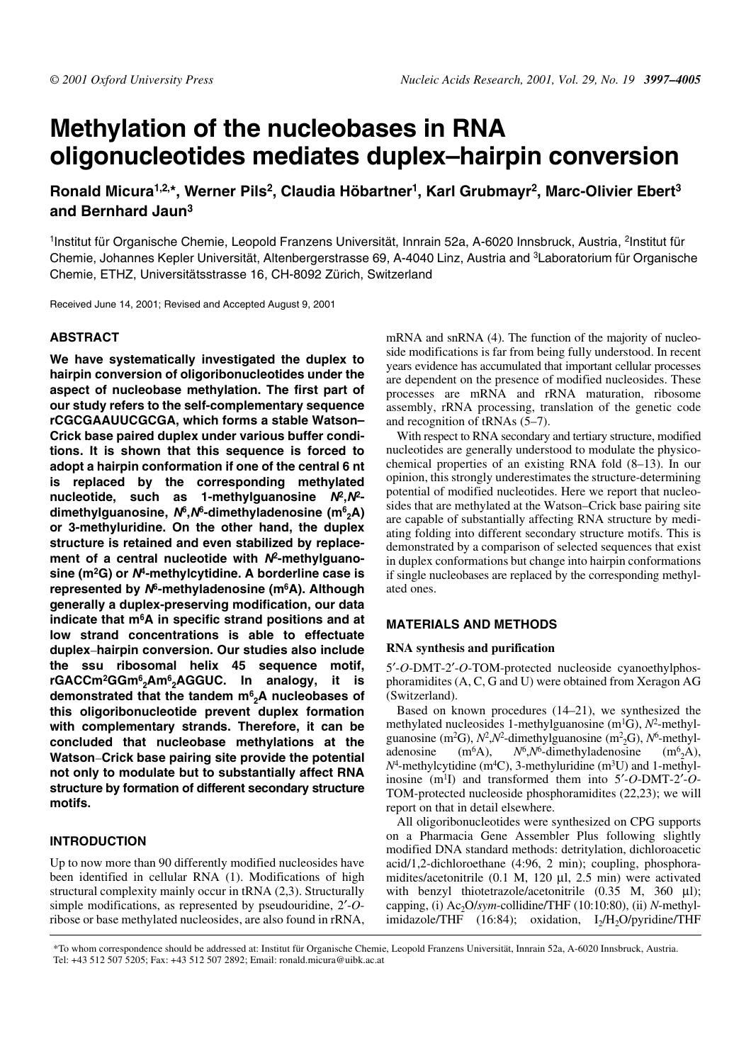# Methylation of the nucleobases in RNA oligonucleotides mediates duplex–hairpin conversion

**Ronald Micura[1,2,*], Werner Pils[2], Claudia Höbartner[1], Karl Grubmayr[2], Marc-Olivier Ebert[3] and Bernhard Jaun[3]**

[1]Institut für Organische Chemie, Leopold Franzens Universität, Innrain 52a, A-6020 Innsbruck, Austria, [2]Institut für Chemie, Johannes Kepler Universität, Altenbergerstrasse 69, A-4040 Linz, Austria and [3]Laboratorium für Organische Chemie, ETHZ, Universitätsstrasse 16, CH-8092 Zürich, Switzerland

Received June 14, 2001; Revised and Accepted August 9, 2001

## ABSTRACT

**We have systematically investigated the duplex to hairpin conversion of oligoribonucleotides under the aspect of nucleobase methylation. The first part of our study refers to the self-complementary sequence rCGCGAAUUCGCGA, which forms a stable Watson–Crick base paired duplex under various buffer conditions. It is shown that this sequence is forced to adopt a hairpin conformation if one of the central 6 nt is replaced by the corresponding methylated nucleotide, such as 1-methylguanosine *N*$^2$,*N*$^2$-dimethylguanosine, *N*$^6$,*N*$^6$-dimethyladenosine (m$^6_2$A) or 3-methyluridine. On the other hand, the duplex structure is retained and even stabilized by replacement of a central nucleotide with *N*$^2$-methylguanosine (m$^2$G) or *N*$^4$-methylcytidine. A borderline case is represented by *N*$^6$-methyladenosine (m$^6$A). Although generally a duplex-preserving modification, our data indicate that m$^6$A in specific strand positions and at low strand concentrations is able to effectuate duplex–hairpin conversion. Our studies also include the ssu ribosomal helix 45 sequence motif, rGACCm$^2$GGm$^6_2$Am$^6_2$AGGUC. In analogy, it is demonstrated that the tandem m$^6_2$A nucleobases of this oligoribonucleotide prevent duplex formation with complementary strands. Therefore, it can be concluded that nucleobase methylations at the Watson–Crick base pairing site provide the potential not only to modulate but to substantially affect RNA structure by formation of different secondary structure motifs.**

## INTRODUCTION

Up to now more than 90 differently modified nucleosides have been identified in cellular RNA (1). Modifications of high structural complexity mainly occur in tRNA (2,3). Structurally simple modifications, as represented by pseudouridine, 2′-*O*-ribose or base methylated nucleosides, are also found in rRNA, mRNA and snRNA (4). The function of the majority of nucleoside modifications is far from being fully understood. In recent years evidence has accumulated that important cellular processes are dependent on the presence of modified nucleosides. These processes are mRNA and rRNA maturation, ribosome assembly, rRNA processing, translation of the genetic code and recognition of tRNAs (5–7).

With respect to RNA secondary and tertiary structure, modified nucleotides are generally understood to modulate the physicochemical properties of an existing RNA fold (8–13). In our opinion, this strongly underestimates the structure-determining potential of modified nucleotides. Here we report that nucleosides that are methylated at the Watson–Crick base pairing site are capable of substantially affecting RNA structure by mediating folding into different secondary structure motifs. This is demonstrated by a comparison of selected sequences that exist in duplex conformations but change into hairpin conformations if single nucleobases are replaced by the corresponding methylated ones.

## MATERIALS AND METHODS

### RNA synthesis and purification

5′-*O*-DMT-2′-*O*-TOM-protected nucleoside cyanoethylphosphoramidites (A, C, G and U) were obtained from Xeragon AG (Switzerland).

Based on known procedures (14–21), we synthesized the methylated nucleosides 1-methylguanosine (m$^1$G), *N*$^2$-methylguanosine (m$^2$G), *N*$^2$,*N*$^2$-dimethylguanosine (m$^2_2$G), *N*$^6$-methyladenosine (m$^6$A), *N*$^6$,*N*$^6$-dimethyladenosine (m$^6_2$A), *N*$^4$-methylcytidine (m$^4$C), 3-methyluridine (m$^3$U) and 1-methylinosine (m$^1$I) and transformed them into 5′-*O*-DMT-2′-*O*-TOM-protected nucleoside phosphoramidites (22,23); we will report on that in detail elsewhere.

All oligoribonucleotides were synthesized on CPG supports on a Pharmacia Gene Assembler Plus following slightly modified DNA standard methods: detritylation, dichloroacetic acid/1,2-dichloroethane (4:96, 2 min); coupling, phosphoramidites/acetonitrile (0.1 M, 120 µl, 2.5 min) were activated with benzyl thiotetrazole/acetonitrile (0.35 M, 360 µl); capping, (i) $Ac_2O$/*sym*-collidine/THF (10:10:80), (ii) *N*-methylimidazole/THF (16:84); oxidation, $I_2$/$H_2O$/pyridine/THF

*To whom correspondence should be addressed at: Institut für Organische Chemie, Leopold Franzens Universität, Innrain 52a, A-6020 Innsbruck, Austria. Tel: +43 512 507 5205; Fax: +43 512 507 2892; Email: ronald.micura@uibk.ac.at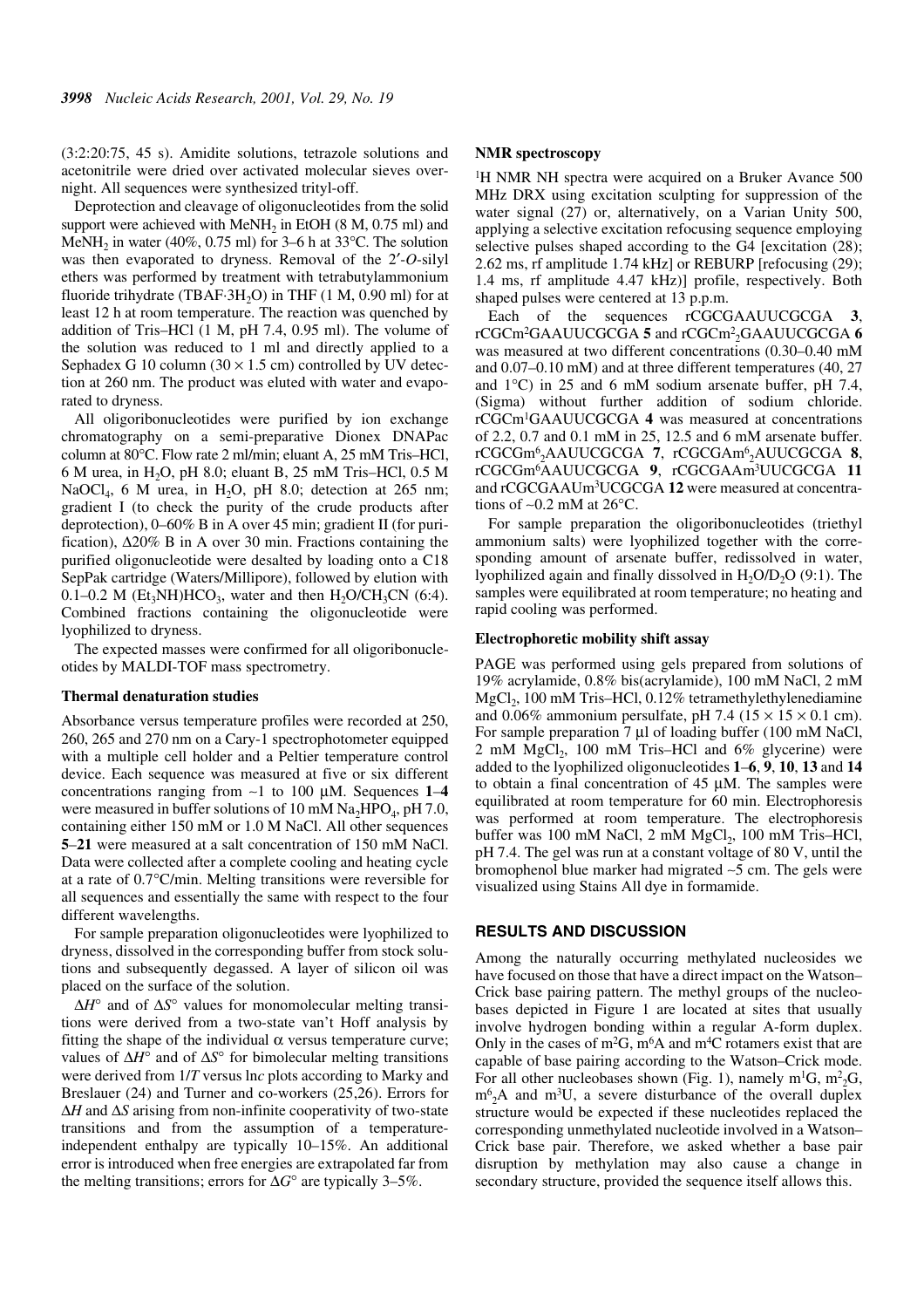(3:2:20:75, 45 s). Amidite solutions, tetrazole solutions and acetonitrile were dried over activated molecular sieves overnight. All sequences were synthesized trityl-off.

Deprotection and cleavage of oligonucleotides from the solid support were achieved with $MeNH_2$ in EtOH (8 M, 0.75 ml) and $MeNH_2$ in water (40%, 0.75 ml) for 3–6 h at 33°C. The solution was then evaporated to dryness. Removal of the 2′-*O*-silyl ethers was performed by treatment with tetrabutylammonium fluoride trihydrate (TBAF·$3H_2O$) in THF (1 M, 0.90 ml) for at least 12 h at room temperature. The reaction was quenched by addition of Tris–HCl (1 M, pH 7.4, 0.95 ml). The volume of the solution was reduced to 1 ml and directly applied to a Sephadex G 10 column (30 × 1.5 cm) controlled by UV detection at 260 nm. The product was eluted with water and evaporated to dryness.

All oligoribonucleotides were purified by ion exchange chromatography on a semi-preparative Dionex DNAPac column at 80°C. Flow rate 2 ml/min; eluant A, 25 mM Tris–HCl, 6 M urea, in $H_2O$, pH 8.0; eluant B, 25 mM Tris–HCl, 0.5 M $NaOCl_4$, 6 M urea, in $H_2O$, pH 8.0; detection at 265 nm; gradient I (to check the purity of the crude products after deprotection), 0–60% B in A over 45 min; gradient II (for purification), Δ20% B in A over 30 min. Fractions containing the purified oligonucleotide were desalted by loading onto a C18 SepPak cartridge (Waters/Millipore), followed by elution with 0.1–0.2 M $(Et_3NH)HCO_3$, water and then $H_2O/CH_3CN$ (6:4). Combined fractions containing the oligonucleotide were lyophilized to dryness.

The expected masses were confirmed for all oligoribonucleotides by MALDI-TOF mass spectrometry.

### Thermal denaturation studies

Absorbance versus temperature profiles were recorded at 250, 260, 265 and 270 nm on a Cary-1 spectrophotometer equipped with a multiple cell holder and a Peltier temperature control device. Each sequence was measured at five or six different concentrations ranging from ~1 to 100 μM. Sequences **1**–**4** were measured in buffer solutions of 10 mM $Na_2HPO_4$, pH 7.0, containing either 150 mM or 1.0 M NaCl. All other sequences **5**–**21** were measured at a salt concentration of 150 mM NaCl. Data were collected after a complete cooling and heating cycle at a rate of 0.7°C/min. Melting transitions were reversible for all sequences and essentially the same with respect to the four different wavelengths.

For sample preparation oligonucleotides were lyophilized to dryness, dissolved in the corresponding buffer from stock solutions and subsequently degassed. A layer of silicon oil was placed on the surface of the solution.

$\Delta H°$ and of $\Delta S°$ values for monomolecular melting transitions were derived from a two-state van't Hoff analysis by fitting the shape of the individual α versus temperature curve; values of $\Delta H°$ and of $\Delta S°$ for bimolecular melting transitions were derived from $1/T$ versus $\ln c$ plots according to Marky and Breslauer (24) and Turner and co-workers (25,26). Errors for $\Delta H$ and $\Delta S$ arising from non-infinite cooperativity of two-state transitions and from the assumption of a temperature-independent enthalpy are typically 10–15%. An additional error is introduced when free energies are extrapolated far from the melting transitions; errors for $\Delta G°$ are typically 3–5%.

### NMR spectroscopy

$^1$H NMR NH spectra were acquired on a Bruker Avance 500 MHz DRX using excitation sculpting for suppression of the water signal (27) or, alternatively, on a Varian Unity 500, applying a selective excitation refocusing sequence employing selective pulses shaped according to the G4 [excitation (28); 2.62 ms, rf amplitude 1.74 kHz] or REBURP [refocusing (29); 1.4 ms, rf amplitude 4.47 kHz)] profile, respectively. Both shaped pulses were centered at 13 p.p.m.

Each of the sequences rCGCGAAUUCGCGA **3**, rCGCm$^2$GAAUUCGCGA **5** and rCGCm$^2_2$GAAUUCGCGA **6** was measured at two different concentrations (0.30–0.40 mM and 0.07–0.10 mM) and at three different temperatures (40, 27 and 1°C) in 25 and 6 mM sodium arsenate buffer, pH 7.4, (Sigma) without further addition of sodium chloride. rCGCm$^1$GAAUUCGCGA **4** was measured at concentrations of 2.2, 0.7 and 0.1 mM in 25, 12.5 and 6 mM arsenate buffer. rCGCGm$^6_2$AAUUCGCGA **7**, rCGCGAm$^6_2$AUUCGCGA **8**, rCGCGm$^6$AAUUCGCGA **9**, rCGCGAAm$^3$UUCGCGA **11** and rCGCGAAUm$^3$UCGCGA **12** were measured at concentrations of ~0.2 mM at 26°C.

For sample preparation the oligoribonucleotides (triethyl ammonium salts) were lyophilized together with the corresponding amount of arsenate buffer, redissolved in water, lyophilized again and finally dissolved in $H_2O/D_2O$ (9:1). The samples were equilibrated at room temperature; no heating and rapid cooling was performed.

### Electrophoretic mobility shift assay

PAGE was performed using gels prepared from solutions of 19% acrylamide, 0.8% bis(acrylamide), 100 mM NaCl, 2 mM $MgCl_2$, 100 mM Tris–HCl, 0.12% tetramethylethylenediamine and 0.06% ammonium persulfate, pH 7.4 (15 × 15 × 0.1 cm). For sample preparation 7 μl of loading buffer (100 mM NaCl, 2 mM $MgCl_2$, 100 mM Tris–HCl and 6% glycerine) were added to the lyophilized oligonucleotides **1**–**6**, **9**, **10**, **13** and **14** to obtain a final concentration of 45 μM. The samples were equilibrated at room temperature for 60 min. Electrophoresis was performed at room temperature. The electrophoresis buffer was 100 mM NaCl, 2 mM $MgCl_2$, 100 mM Tris–HCl, pH 7.4. The gel was run at a constant voltage of 80 V, until the bromophenol blue marker had migrated ~5 cm. The gels were visualized using Stains All dye in formamide.

## RESULTS AND DISCUSSION

Among the naturally occurring methylated nucleosides we have focused on those that have a direct impact on the Watson–Crick base pairing pattern. The methyl groups of the nucleobases depicted in Figure 1 are located at sites that usually involve hydrogen bonding within a regular A-form duplex. Only in the cases of m$^2$G, m$^6$A and m$^4$C rotamers exist that are capable of base pairing according to the Watson–Crick mode. For all other nucleobases shown (Fig. 1), namely m$^1$G, m$^2_2$G, m$^6_2$A and m$^3$U, a severe disturbance of the overall duplex structure would be expected if these nucleotides replaced the corresponding unmethylated nucleotide involved in a Watson–Crick base pair. Therefore, we asked whether a base pair disruption by methylation may also cause a change in secondary structure, provided the sequence itself allows this.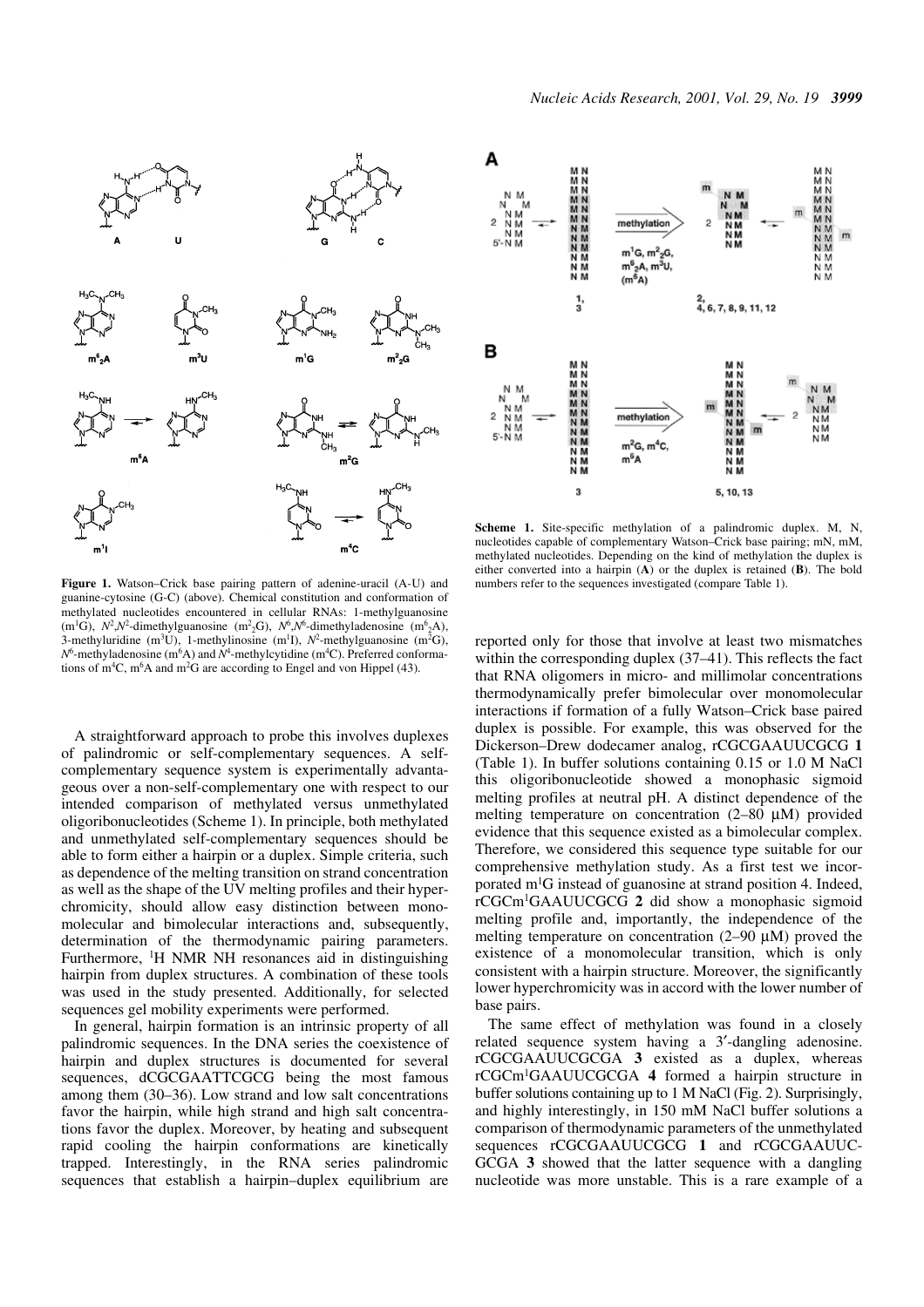**Figure 1.** Watson–Crick base pairing pattern of adenine-uracil (A-U) and guanine-cytosine (G-C) (above). Chemical constitution and conformation of methylated nucleotides encountered in cellular RNAs: 1-methylguanosine (m[1]G), $N^2$,$N^2$-dimethylguanosine (m[2]$_2$G), $N^6$,$N^6$-dimethyladenosine (m[6]$_2$A), 3-methyluridine (m[3]U), 1-methylinosine (m[1]I), $N^2$-methylguanosine (m[2]G), $N^6$-methyladenosine (m[6]A) and $N^4$-methylcytidine (m[4]C). Preferred conformations of m[4]C, m[6]A and m[2]G are according to Engel and von Hippel (43).

**Scheme 1.** Site-specific methylation of a palindromic duplex. M, N, nucleotides capable of complementary Watson–Crick base pairing; mN, mM, methylated nucleotides. Depending on the kind of methylation the duplex is either converted into a hairpin (**A**) or the duplex is retained (**B**). The bold numbers refer to the sequences investigated (compare Table 1).

A straightforward approach to probe this involves duplexes of palindromic or self-complementary sequences. A self-complementary sequence system is experimentally advantageous over a non-self-complementary one with respect to our intended comparison of methylated versus unmethylated oligoribonucleotides (Scheme 1). In principle, both methylated and unmethylated self-complementary sequences should be able to form either a hairpin or a duplex. Simple criteria, such as dependence of the melting transition on strand concentration as well as the shape of the UV melting profiles and their hyperchromicity, should allow easy distinction between monomolecular and bimolecular interactions and, subsequently, determination of the thermodynamic pairing parameters. Furthermore, [1]H NMR NH resonances aid in distinguishing hairpin from duplex structures. A combination of these tools was used in the study presented. Additionally, for selected sequences gel mobility experiments were performed.

In general, hairpin formation is an intrinsic property of all palindromic sequences. In the DNA series the coexistence of hairpin and duplex structures is documented for several sequences, dCGCGAATTCGCG being the most famous among them (30–36). Low strand and low salt concentrations favor the hairpin, while high strand and high salt concentrations favor the duplex. Moreover, by heating and subsequent rapid cooling the hairpin conformations are kinetically trapped. Interestingly, in the RNA series palindromic sequences that establish a hairpin–duplex equilibrium are reported only for those that involve at least two mismatches within the corresponding duplex (37–41). This reflects the fact that RNA oligomers in micro- and millimolar concentrations thermodynamically prefer bimolecular over monomolecular interactions if formation of a fully Watson–Crick base paired duplex is possible. For example, this was observed for the Dickerson–Drew dodecamer analog, rCGCGAAUUCGCG **1** (Table 1). In buffer solutions containing 0.15 or 1.0 M NaCl this oligoribonucleotide showed a monophasic sigmoid melting profiles at neutral pH. A distinct dependence of the melting temperature on concentration (2–80 µM) provided evidence that this sequence existed as a bimolecular complex. Therefore, we considered this sequence type suitable for our comprehensive methylation study. As a first test we incorporated m[1]G instead of guanosine at strand position 4. Indeed, rCGCm[1]GAAUUCGCG **2** did show a monophasic sigmoid melting profile and, importantly, the independence of the melting temperature on concentration (2–90 µM) proved the existence of a monomolecular transition, which is only consistent with a hairpin structure. Moreover, the significantly lower hyperchromicity was in accord with the lower number of base pairs.

The same effect of methylation was found in a closely related sequence system having a 3′-dangling adenosine. rCGCGAAUUCGCGA **3** existed as a duplex, whereas rCGCm[1]GAAUUCGCGA **4** formed a hairpin structure in buffer solutions containing up to 1 M NaCl (Fig. 2). Surprisingly, and highly interestingly, in 150 mM NaCl buffer solutions a comparison of thermodynamic parameters of the unmethylated sequences rCGCGAAUUCGCG **1** and rCGCGAAUUC-GCGA **3** showed that the latter sequence with a dangling nucleotide was more unstable. This is a rare example of a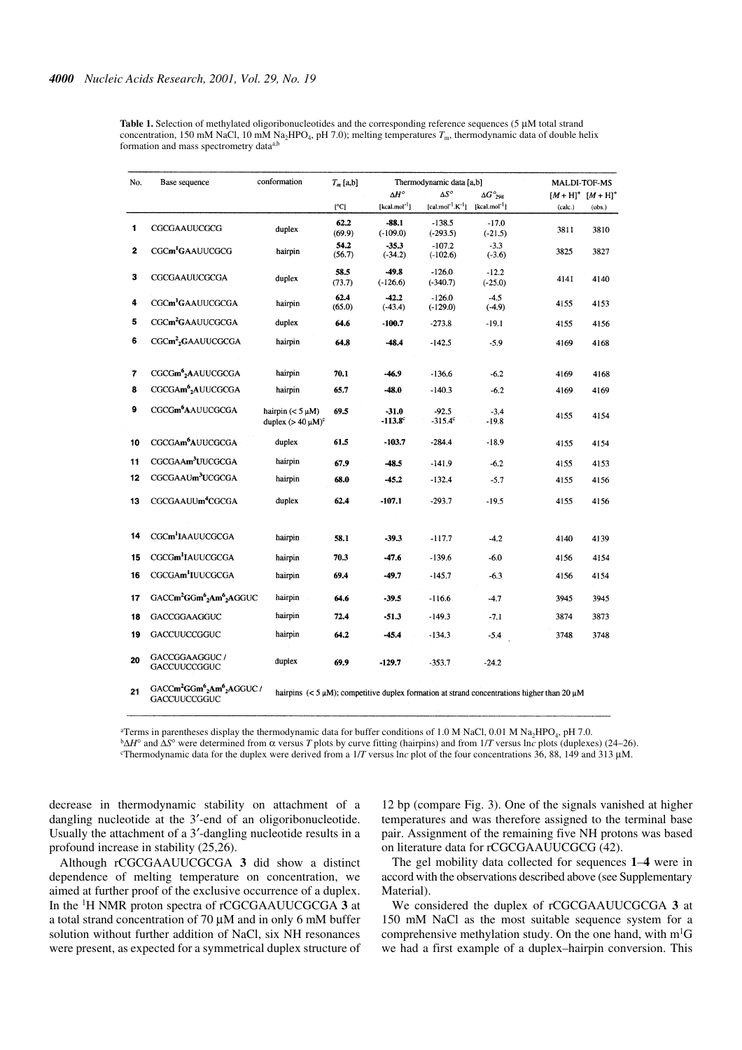**Table 1.** Selection of methylated oligoribonucleotides and the corresponding reference sequences (5 µM total strand concentration, 150 mM NaCl, 10 mM $Na_2HPO_4$, pH 7.0); melting temperatures $T_m$, thermodynamic data of double helix formation and mass spectrometry data[a,b]

| No. | Base sequence | conformation | $T_m$ [a,b] | Thermodynamic data [a,b] | | | MALDI-TOF-MS | |
|---|---|---|---|---|---|---|---|---|
| | | | | $\Delta H°$ | $\Delta S°$ | $\Delta G°_{298}$ | $[M + H]^+$ | $[M + H]^+$ |
| | | | [°C] | [kcal.mol$^{-1}$] | [cal.mol$^{-1}$.K$^{-1}$] | [kcal.mol$^{-1}$] | (calc.) | (obs.) |
| **1** | CGCGAAUUCGCG | duplex | **62.2** (69.9) | **-88.1** (-109.0) | -138.5 (-293.5) | -17.0 (-21.5) | 3811 | 3810 |
| **2** | CGC**m$^1$G**AAUUCGCG | hairpin | **54.2** (56.7) | **-35.3** (-34.2) | -107.2 (-102.6) | -3.3 (-3.6) | 3825 | 3827 |
| **3** | CGCGAAUUCGCGA | duplex | **58.5** (73.7) | **-49.8** (-126.6) | -126.0 (-340.7) | -12.2 (-25.0) | 4141 | 4140 |
| **4** | CGC**m$^1$G**AAUUCGCGA | hairpin | **62.4** (65.0) | **-42.2** (-43.4) | -126.0 (-129.0) | -4.5 (-4.9) | 4155 | 4153 |
| **5** | CGC**m$^2$G**AAUUCGCGA | duplex | **64.6** | **-100.7** | -273.8 | -19.1 | 4155 | 4156 |
| **6** | CGC**m$^2_2$G**AAUUCGCGA | hairpin | **64.8** | **-48.4** | -142.5 | -5.9 | 4169 | 4168 |
| **7** | CGCG**m$^6_2$A**AUUCGCGA | hairpin | **70.1** | **-46.9** | -136.6 | -6.2 | 4169 | 4168 |
| **8** | CGCGA**m$^6_2$A**UUCGCGA | hairpin | **65.7** | **-48.0** | -140.3 | -6.2 | 4169 | 4169 |
| **9** | CGCG**m$^6$A**AUUCGCGA | hairpin (< 5 µM) duplex (> 40 µM)[c] | **69.5** | **-31.0** **-113.8**[c] | -92.5 -315.4[c] | -3.4 -19.8 | 4155 | 4154 |
| **10** | CGCGA**m$^6$A**UUCGCGA | duplex | **61.5** | **-103.7** | -284.4 | -18.9 | 4155 | 4154 |
| **11** | CGCGAA**m$^3$U**UCGCGA | hairpin | **67.9** | **-48.5** | -141.9 | -6.2 | 4155 | 4153 |
| **12** | CGCGAAU**m$^3$U**CGCGA | hairpin | **68.0** | **-45.2** | -132.4 | -5.7 | 4155 | 4156 |
| **13** | CGCGAAUU**m$^4$C**GCGA | duplex | **62.4** | **-107.1** | -293.7 | -19.5 | 4155 | 4156 |
| **14** | CGC**m$^1$I**AAUUCGCGA | hairpin | **58.1** | **-39.3** | -117.7 | -4.2 | 4140 | 4139 |
| **15** | CGCG**m$^1$I**AUUCGCGA | hairpin | **70.3** | **-47.6** | -139.6 | -6.0 | 4156 | 4154 |
| **16** | CGCGA**m$^1$I**UUCGCGA | hairpin | **69.4** | **-49.7** | -145.7 | -6.3 | 4156 | 4154 |
| **17** | GACC**m$^2$G**G**m$^6_2$A**A**m$^6_2$A**GGUC | hairpin | **64.6** | **-39.5** | -116.6 | -4.7 | 3945 | 3945 |
| **18** | GACCGGAAGGUC | hairpin | **72.4** | **-51.3** | -149.3 | -7.1 | 3874 | 3873 |
| **19** | GACCUUCCGGUC | hairpin | **64.2** | **-45.4** | -134.3 | -5.4 | 3748 | 3748 |
| **20** | GACCGGAAGGUC / GACCUUCCGGUC | duplex | **69.9** | **-129.7** | -353.7 | -24.2 | | |
| **21** | GACC**m$^2$G**G**m$^6_2$A**A**m$^6_2$A**GGUC / GACCUUCCGGUC | hairpins (< 5 µM); competitive duplex formation at strand concentrations higher than 20 µM | | | | | | |

[a]Terms in parentheses display the thermodynamic data for buffer conditions of 1.0 M NaCl, 0.01 M $Na_2HPO_4$, pH 7.0.
[b]$\Delta H°$ and $\Delta S°$ were determined from α versus $T$ plots by curve fitting (hairpins) and from $1/T$ versus ln$c$ plots (duplexes) (24–26).
[c]Thermodynamic data for the duplex were derived from a $1/T$ versus ln$c$ plot of the four concentrations 36, 88, 149 and 313 µM.

decrease in thermodynamic stability on attachment of a dangling nucleotide at the 3′-end of an oligoribonucleotide. Usually the attachment of a 3′-dangling nucleotide results in a profound increase in stability (25,26).

Although rCGCGAAUUCGCGA **3** did show a distinct dependence of melting temperature on concentration, we aimed at further proof of the exclusive occurrence of a duplex. In the $^1$H NMR proton spectra of rCGCGAAUUCGCGA **3** at a total strand concentration of 70 µM and in only 6 mM buffer solution without further addition of NaCl, six NH resonances were present, as expected for a symmetrical duplex structure of 12 bp (compare Fig. 3). One of the signals vanished at higher temperatures and was therefore assigned to the terminal base pair. Assignment of the remaining five NH protons was based on literature data for rCGCGAAUUCGCG (42).

The gel mobility data collected for sequences **1**–**4** were in accord with the observations described above (see Supplementary Material).

We considered the duplex of rCGCGAAUUCGCGA **3** at 150 mM NaCl as the most suitable sequence system for a comprehensive methylation study. On the one hand, with m$^1$G we had a first example of a duplex–hairpin conversion. This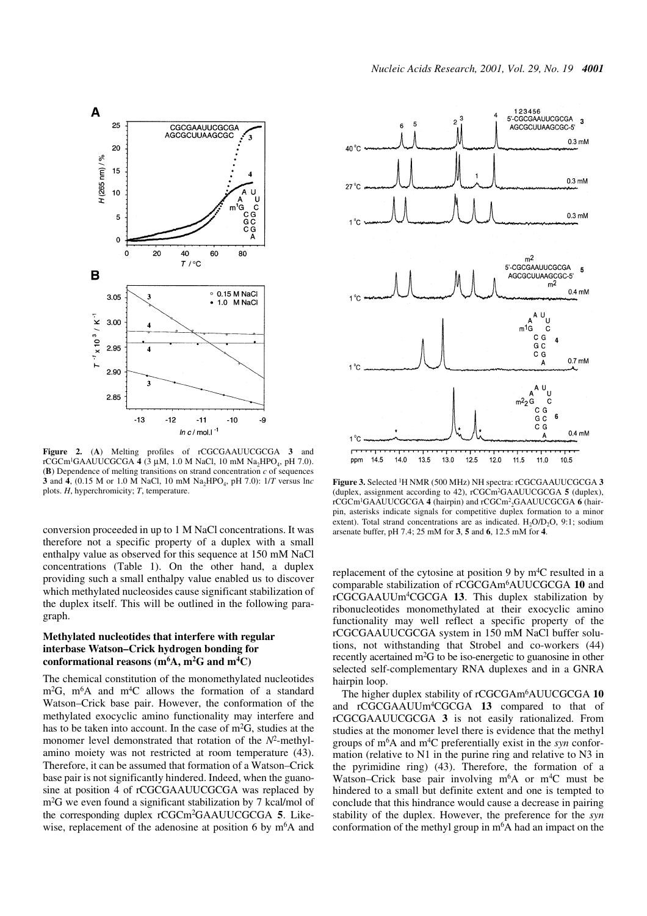**Figure 2.** (**A**) Melting profiles of rCGCGAAUUCGCGA **3** and rCGCm[1]GAAUUCGCGA **4** (3 µM, 1.0 M NaCl, 10 mM $Na_2HPO_4$, pH 7.0). (**B**) Dependence of melting transitions on strand concentration *c* of sequences **3** and **4**, (0.15 M or 1.0 M NaCl, 10 mM $Na_2HPO_4$, pH 7.0): $1/T$ versus $\ln c$ plots. *H*, hyperchromicity; *T*, temperature.

**Figure 3.** Selected [1]H NMR (500 MHz) NH spectra: rCGCGAAUUCGCGA **3** (duplex, assignment according to 42), rCGCm[2]GAAUUCGCGA **5** (duplex), rCGCm[1]GAAUUCGCGA **4** (hairpin) and rCGCm[2]₂GAAUUCGCGA **6** (hairpin, asterisks indicate signals for competitive duplex formation to a minor extent). Total strand concentrations are as indicated. $H_2O/D_2O$, 9:1; sodium arsenate buffer, pH 7.4; 25 mM for **3**, **5** and **6**, 12.5 mM for **4**.

conversion proceeded in up to 1 M NaCl concentrations. It was therefore not a specific property of a duplex with a small enthalpy value as observed for this sequence at 150 mM NaCl concentrations (Table 1). On the other hand, a duplex providing such a small enthalpy value enabled us to discover which methylated nucleosides cause significant stabilization of the duplex itself. This will be outlined in the following paragraph.

### Methylated nucleotides that interfere with regular interbase Watson–Crick hydrogen bonding for conformational reasons (m[6]A, m[2]G and m[4]C)

The chemical constitution of the monomethylated nucleotides m[2]G, m[6]A and m[4]C allows the formation of a standard Watson–Crick base pair. However, the conformation of the methylated exocyclic amino functionality may interfere and has to be taken into account. In the case of m[2]G, studies at the monomer level demonstrated that rotation of the $N^2$-methylamino moiety was not restricted at room temperature (43). Therefore, it can be assumed that formation of a Watson–Crick base pair is not significantly hindered. Indeed, when the guanosine at position 4 of rCGCGAAUUCGCGA was replaced by m[2]G we even found a significant stabilization by 7 kcal/mol of the corresponding duplex rCGCm[2]GAAUUCGCGA **5**. Likewise, replacement of the adenosine at position 6 by m[6]A and replacement of the cytosine at position 9 by m[4]C resulted in a comparable stabilization of rCGCGAm[6]AUUCGCGA **10** and rCGCGAAUUm[4]CGCGA **13**. This duplex stabilization by ribonucleotides monomethylated at their exocyclic amino functionality may well reflect a specific property of the rCGCGAAUUCGCGA system in 150 mM NaCl buffer solutions, not withstanding that Strobel and co-workers (44) recently acertained m[2]G to be iso-energetic to guanosine in other selected self-complementary RNA duplexes and in a GNRA hairpin loop.

The higher duplex stability of rCGCGAm[6]AUUCGCGA **10** and rCGCGAAUUm[4]CGCGA **13** compared to that of rCGCGAAUUCGCGA **3** is not easily rationalized. From studies at the monomer level there is evidence that the methyl groups of m[6]A and m[4]C preferentially exist in the *syn* conformation (relative to N1 in the purine ring and relative to N3 in the pyrimidine ring) (43). Therefore, the formation of a Watson–Crick base pair involving m[6]A or m[4]C must be hindered to a small but definite extent and one is tempted to conclude that this hindrance would cause a decrease in pairing stability of the duplex. However, the preference for the *syn* conformation of the methyl group in m[6]A had an impact on the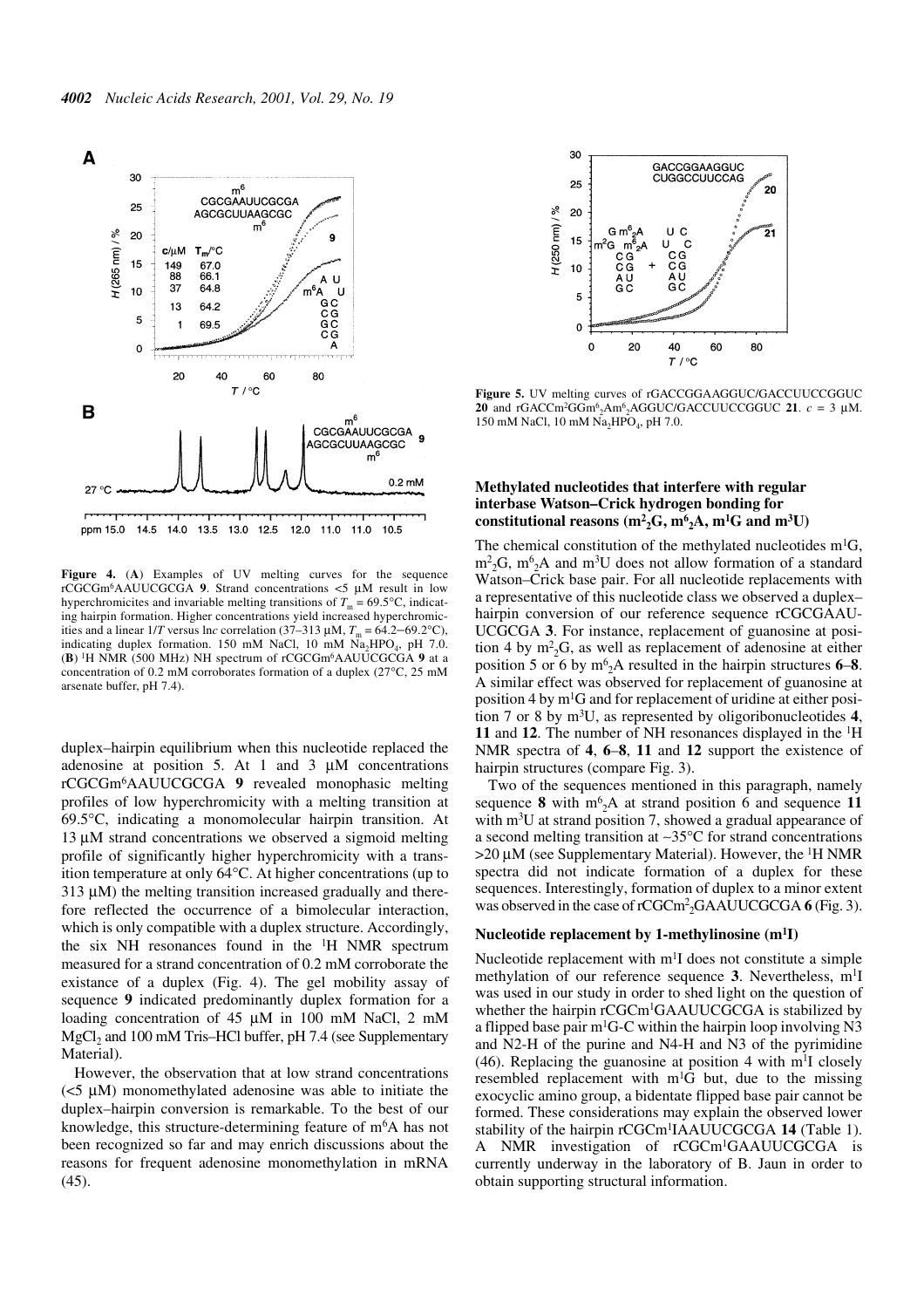**Figure 4.** (**A**) Examples of UV melting curves for the sequence rCGCGm[6]AAUUCGCGA **9**. Strand concentrations <5 µM result in low hyperchromicites and invariable melting transitions of $T_m$ = 69.5°C, indicating hairpin formation. Higher concentrations yield increased hyperchromicities and a linear 1/*T* versus ln*c* correlation (37–313 µM, $T_m$ = 64.2–69.2°C), indicating duplex formation. 150 mM NaCl, 10 mM $Na_2HPO_4$, pH 7.0. (**B**) $^1$H NMR (500 MHz) NH spectrum of rCGCGm[6]AAUUCGCGA **9** at a concentration of 0.2 mM corroborates formation of a duplex (27°C, 25 mM arsenate buffer, pH 7.4).

**Figure 5.** UV melting curves of rGACCGGAAGGUC/GACCUUCCGGUC **20** and rGACCm$^2$GGm$^6_2$Am$^6_2$AGGUC/GACCUUCCGGUC **21**. *c* = 3 µM. 150 mM NaCl, 10 mM $Na_2HPO_4$, pH 7.0.

duplex–hairpin equilibrium when this nucleotide replaced the adenosine at position 5. At 1 and 3 µM concentrations rCGCGm[6]AAUUCGCGA **9** revealed monophasic melting profiles of low hyperchromicity with a melting transition at 69.5°C, indicating a monomolecular hairpin transition. At 13 µM strand concentrations we observed a sigmoid melting profile of significantly higher hyperchromicity with a transition temperature at only 64°C. At higher concentrations (up to 313 µM) the melting transition increased gradually and therefore reflected the occurrence of a bimolecular interaction, which is only compatible with a duplex structure. Accordingly, the six NH resonances found in the $^1$H NMR spectrum measured for a strand concentration of 0.2 mM corroborate the existance of a duplex (Fig. 4). The gel mobility assay of sequence **9** indicated predominantly duplex formation for a loading concentration of 45 µM in 100 mM NaCl, 2 mM $MgCl_2$ and 100 mM Tris–HCl buffer, pH 7.4 (see Supplementary Material).

However, the observation that at low strand concentrations (<5 µM) monomethylated adenosine was able to initiate the duplex–hairpin conversion is remarkable. To the best of our knowledge, this structure-determining feature of m[6]A has not been recognized so far and may enrich discussions about the reasons for frequent adenosine monomethylation in mRNA (45).

### Methylated nucleotides that interfere with regular interbase Watson–Crick hydrogen bonding for constitutional reasons (m$^2_2$G, m$^6_2$A, m$^1$G and m$^3$U)

The chemical constitution of the methylated nucleotides m$^1$G, m$^2_2$G, m$^6_2$A and m$^3$U does not allow formation of a standard Watson–Crick base pair. For all nucleotide replacements with a representative of this nucleotide class we observed a duplex–hairpin conversion of our reference sequence rCGCGAAUUCGCGA **3**. For instance, replacement of guanosine at position 4 by m$^2_2$G, as well as replacement of adenosine at either position 5 or 6 by m$^6_2$A resulted in the hairpin structures **6**–**8**. A similar effect was observed for replacement of guanosine at position 4 by m$^1$G and for replacement of uridine at either position 7 or 8 by m$^3$U, as represented by oligoribonucleotides **4**, **11** and **12**. The number of NH resonances displayed in the $^1$H NMR spectra of **4**, **6**–**8**, **11** and **12** support the existence of hairpin structures (compare Fig. 3).

Two of the sequences mentioned in this paragraph, namely sequence **8** with m$^6_2$A at strand position 6 and sequence **11** with m$^3$U at strand position 7, showed a gradual appearance of a second melting transition at ~35°C for strand concentrations >20 µM (see Supplementary Material). However, the $^1$H NMR spectra did not indicate formation of a duplex for these sequences. Interestingly, formation of duplex to a minor extent was observed in the case of rCGCm$^2_2$GAAUUCGCGA **6** (Fig. 3).

### Nucleotide replacement by 1-methylinosine (m$^1$I)

Nucleotide replacement with m$^1$I does not constitute a simple methylation of our reference sequence **3**. Nevertheless, m$^1$I was used in our study in order to shed light on the question of whether the hairpin rCGCm$^1$GAAUUCGCGA is stabilized by a flipped base pair m$^1$G-C within the hairpin loop involving N3 and N2-H of the purine and N4-H and N3 of the pyrimidine (46). Replacing the guanosine at position 4 with m$^1$I closely resembled replacement with m$^1$G but, due to the missing exocyclic amino group, a bidentate flipped base pair cannot be formed. These considerations may explain the observed lower stability of the hairpin rCGCm$^1$IAAUUCGCGA **14** (Table 1). A NMR investigation of rCGCm$^1$GAAUUCGCGA is currently underway in the laboratory of B. Jaun in order to obtain supporting structural information.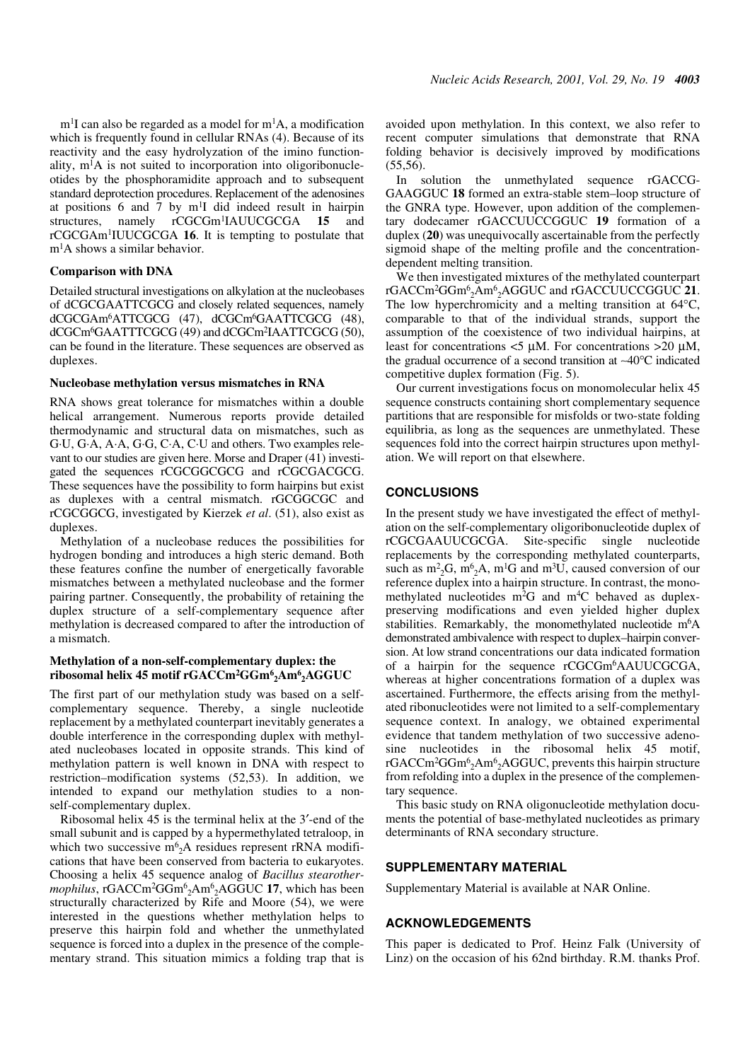$m^1I$ can also be regarded as a model for $m^1A$, a modification which is frequently found in cellular RNAs (4). Because of its reactivity and the easy hydrolyzation of the imino functionality, $m^1A$ is not suited to incorporation into oligoribonucleotides by the phosphoramidite approach and to subsequent standard deprotection procedures. Replacement of the adenosines at positions 6 and 7 by $m^1I$ did indeed result in hairpin structures, namely rCGCGm$^1$IAUUCGCGA **15** and rCGCGAm$^1$IUUCGCGA **16**. It is tempting to postulate that $m^1A$ shows a similar behavior.

### Comparison with DNA

Detailed structural investigations on alkylation at the nucleobases of dCGCGAATTCGCG and closely related sequences, namely dCGCGAm$^6$ATTCGCG (47), dCGCm$^6$GAATTCGCG (48), dCGCm$^6$GAATTTCGCG (49) and dCGCm$^2$IAATTCGCG (50), can be found in the literature. These sequences are observed as duplexes.

### Nucleobase methylation versus mismatches in RNA

RNA shows great tolerance for mismatches within a double helical arrangement. Numerous reports provide detailed thermodynamic and structural data on mismatches, such as G·U, G·A, A·A, G·G, C·A, C·U and others. Two examples relevant to our studies are given here. Morse and Draper (41) investigated the sequences rCGCGGCGCG and rCGCGACGCG. These sequences have the possibility to form hairpins but exist as duplexes with a central mismatch. rGCGGCGC and rCGCGGCG, investigated by Kierzek *et al*. (51), also exist as duplexes.

Methylation of a nucleobase reduces the possibilities for hydrogen bonding and introduces a high steric demand. Both these features confine the number of energetically favorable mismatches between a methylated nucleobase and the former pairing partner. Consequently, the probability of retaining the duplex structure of a self-complementary sequence after methylation is decreased compared to after the introduction of a mismatch.

### Methylation of a non-self-complementary duplex: the ribosomal helix 45 motif rGACCm$^2$GGm$^6_2$Am$^6_2$AGGUC

The first part of our methylation study was based on a self-complementary sequence. Thereby, a single nucleotide replacement by a methylated counterpart inevitably generates a double interference in the corresponding duplex with methylated nucleobases located in opposite strands. This kind of methylation pattern is well known in DNA with respect to restriction–modification systems (52,53). In addition, we intended to expand our methylation studies to a non-self-complementary duplex.

Ribosomal helix 45 is the terminal helix at the 3′-end of the small subunit and is capped by a hypermethylated tetraloop, in which two successive $m^6_2A$ residues represent rRNA modifications that have been conserved from bacteria to eukaryotes. Choosing a helix 45 sequence analog of *Bacillus stearothermophilus*, rGACCm$^2$GGm$^6_2$Am$^6_2$AGGUC **17**, which has been structurally characterized by Rife and Moore (54), we were interested in the questions whether methylation helps to preserve this hairpin fold and whether the unmethylated sequence is forced into a duplex in the presence of the complementary strand. This situation mimics a folding trap that is avoided upon methylation. In this context, we also refer to recent computer simulations that demonstrate that RNA folding behavior is decisively improved by modifications (55,56).

In solution the unmethylated sequence rGACCGGAAGGUC **18** formed an extra-stable stem–loop structure of the GNRA type. However, upon addition of the complementary dodecamer rGACCUUCCGGUC **19** formation of a duplex (**20**) was unequivocally ascertainable from the perfectly sigmoid shape of the melting profile and the concentration-dependent melting transition.

We then investigated mixtures of the methylated counterpart rGACCm$^2$GGm$^6_2$Am$^6_2$AGGUC and rGACCUUCCGGUC **21**. The low hyperchromicity and a melting transition at 64°C, comparable to that of the individual strands, support the assumption of the coexistence of two individual hairpins, at least for concentrations <5 µM. For concentrations >20 µM, the gradual occurrence of a second transition at ~40°C indicated competitive duplex formation (Fig. 5).

Our current investigations focus on monomolecular helix 45 sequence constructs containing short complementary sequence partitions that are responsible for misfolds or two-state folding equilibria, as long as the sequences are unmethylated. These sequences fold into the correct hairpin structures upon methylation. We will report on that elsewhere.

## CONCLUSIONS

In the present study we have investigated the effect of methylation on the self-complementary oligoribonucleotide duplex of rCGCGAAUUCGCGA. Site-specific single nucleotide replacements by the corresponding methylated counterparts, such as $m^2_2G$, $m^6_2A$, $m^1G$ and $m^3U$, caused conversion of our reference duplex into a hairpin structure. In contrast, the mono-methylated nucleotides $m^2G$ and $m^4C$ behaved as duplex-preserving modifications and even yielded higher duplex stabilities. Remarkably, the monomethylated nucleotide $m^6A$ demonstrated ambivalence with respect to duplex–hairpin conversion. At low strand concentrations our data indicated formation of a hairpin for the sequence rCGCGm$^6$AAUUCGCGA, whereas at higher concentrations formation of a duplex was ascertained. Furthermore, the effects arising from the methylated ribonucleotides were not limited to a self-complementary sequence context. In analogy, we obtained experimental evidence that tandem methylation of two successive adenosine nucleotides in the ribosomal helix 45 motif, rGACCm$^2$GGm$^6_2$Am$^6_2$AGGUC, prevents this hairpin structure from refolding into a duplex in the presence of the complementary sequence.

This basic study on RNA oligonucleotide methylation documents the potential of base-methylated nucleotides as primary determinants of RNA secondary structure.

## SUPPLEMENTARY MATERIAL

Supplementary Material is available at NAR Online.

## ACKNOWLEDGEMENTS

This paper is dedicated to Prof. Heinz Falk (University of Linz) on the occasion of his 62nd birthday. R.M. thanks Prof.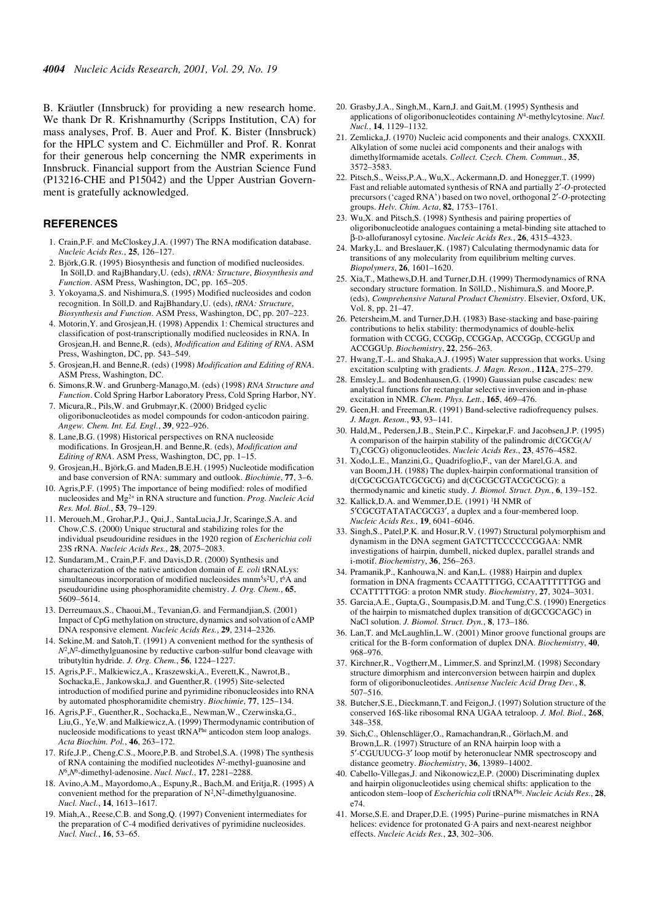B. Kräutler (Innsbruck) for providing a new research home. We thank Dr R. Krishnamurthy (Scripps Institution, CA) for mass analyses, Prof. B. Auer and Prof. K. Bister (Innsbruck) for the HPLC system and C. Eichmüller and Prof. R. Konrat for their generous help concerning the NMR experiments in Innsbruck. Financial support from the Austrian Science Fund (P13216-CHE and P15042) and the Upper Austrian Government is gratefully acknowledged.

## REFERENCES

1. Crain,P.F. and McCloskey,J.A. (1997) The RNA modification database. *Nucleic Acids Res.*, **25**, 126–127.
2. Björk,G.R. (1995) Biosynthesis and function of modified nucleosides. In Söll,D. and RajBhandary,U. (eds), *tRNA: Structure, Biosynthesis and Function*. ASM Press, Washington, DC, pp. 165–205.
3. Yokoyama,S. and Nishimura,S. (1995) Modified nucleosides and codon recognition. In Söll,D. and RajBhandary,U. (eds), *tRNA: Structure, Biosynthesis and Function*. ASM Press, Washington, DC, pp. 207–223.
4. Motorin,Y. and Grosjean,H. (1998) Appendix 1: Chemical structures and classification of post-transcriptionally modified nucleosides in RNA. In Grosjean,H. and Benne,R. (eds), *Modification and Editing of RNA*. ASM Press, Washington, DC, pp. 543–549.
5. Grosjean,H. and Benne,R. (eds) (1998) *Modification and Editing of RNA*. ASM Press, Washington, DC.
6. Simons,R.W. and Grunberg-Manago,M. (eds) (1998) *RNA Structure and Function*. Cold Spring Harbor Laboratory Press, Cold Spring Harbor, NY.
7. Micura,R., Pils,W. and Grubmayr,K. (2000) Bridged cyclic oligoribonucleotides as model compounds for codon-anticodon pairing. *Angew. Chem. Int. Ed. Engl.*, **39**, 922–926.
8. Lane,B.G. (1998) Historical perspectives on RNA nucleoside modifications. In Grosjean,H. and Benne,R. (eds), *Modification and Editing of RNA*. ASM Press, Washington, DC, pp. 1–15.
9. Grosjean,H., Björk,G. and Maden,B.E.H. (1995) Nucleotide modification and base conversion of RNA: summary and outlook. *Biochimie*, **77**, 3–6.
10. Agris,P.F. (1995) The importance of being modified: roles of modified nucleosides and $Mg^{2+}$ in RNA structure and function. *Prog. Nucleic Acid Res. Mol. Biol.*, **53**, 79–129.
11. Meroueh,M., Grohar,P.J., Qui,J., SantaLucia,J.Jr, Scaringe,S.A. and Chow,C.S. (2000) Unique structural and stabilizing roles for the individual pseudouridine residues in the 1920 region of *Escherichia coli* 23S rRNA. *Nucleic Acids Res.*, **28**, 2075–2083.
12. Sundaram,M., Crain,P.F. and Davis,D.R. (2000) Synthesis and characterization of the native anticodon domain of *E. coli* tRNALys: simultaneous incorporation of modified nucleosides $mnm^5s^2U$, $t^6A$ and pseudouridine using phosphoramidite chemistry. *J. Org. Chem.*, **65**, 5609–5614.
13. Derreumaux,S., Chaoui,M., Tevanian,G. and Fermandjian,S. (2001) Impact of CpG methylation on structure, dynamics and solvation of cAMP DNA responsive element. *Nucleic Acids Res.*, **29**, 2314–2326.
14. Sekine,M. and Satoh,T. (1991) A convenient method for the synthesis of $N^2$,$N^2$-dimethylguanosine by reductive carbon-sulfur bond cleavage with tributyltin hydride. *J. Org. Chem.*, **56**, 1224–1227.
15. Agris,P.F., Malkiewicz,A., Kraszewski,A., Everett,K., Nawrot,B., Sochacka,E., Jankowska,J. and Guenther,R. (1995) Site-selected introduction of modified purine and pyrimidine ribonucleosides into RNA by automated phosphoramidite chemistry. *Biochimie*, **77**, 125–134.
16. Agris,P.F., Guenther,R., Sochacka,E., Newman,W., Czerwinska,G., Liu,G., Ye,W. and Malkiewicz,A. (1999) Thermodynamic contribution of nucleoside modifications to yeast $tRNA^{Phe}$ anticodon stem loop analogs. *Acta Biochim. Pol.*, **46**, 263–172.
17. Rife,J.P., Cheng,C.S., Moore,P.B. and Strobel,S.A. (1998) The synthesis of RNA containing the modified nucleotides $N^2$-methyl-guanosine and $N^6$,$N^6$-dimethyl-adenosine. *Nucl. Nucl.*, **17**, 2281–2288.
18. Avino,A.M., Mayordomo,A., Espuny,R., Bach,M. and Eritja,R. (1995) A convenient method for the preparation of $N^2$,$N^2$-dimethylguanosine. *Nucl. Nucl.*, **14**, 1613–1617.
19. Miah,A., Reese,C.B. and Song,Q. (1997) Convenient intermediates for the preparation of C-4 modified derivatives of pyrimidine nucleosides. *Nucl. Nucl.*, **16**, 53–65.
20. Grasby,J.A., Singh,M., Karn,J. and Gait,M. (1995) Synthesis and applications of oligoribonucleotides containing $N^4$-methylcytosine. *Nucl. Nucl.*, **14**, 1129–1132.
21. Zemlicka,J. (1970) Nucleic acid components and their analogs. CXXXII. Alkylation of some nuclei acid components and their analogs with dimethylformamide acetals. *Collect. Czech. Chem. Commun.*, **35**, 3572–3583.
22. Pitsch,S., Weiss,P.A., Wu,X., Ackermann,D. and Honegger,T. (1999) Fast and reliable automated synthesis of RNA and partially 2′-*O*-protected precursors ('caged RNA') based on two novel, orthogonal 2′-*O*-protecting groups. *Helv. Chim. Acta*, **82**, 1753–1761.
23. Wu,X. and Pitsch,S. (1998) Synthesis and pairing properties of oligoribonucleotide analogues containing a metal-binding site attached to β-D-allofuranosyl cytosine. *Nucleic Acids Res.*, **26**, 4315–4323.
24. Marky,L. and Breslauer,K. (1987) Calculating thermodynamic data for transitions of any molecularity from equilibrium melting curves. *Biopolymers*, **26**, 1601–1620.
25. Xia,T., Mathews,D.H. and Turner,D.H. (1999) Thermodynamics of RNA secondary structure formation. In Söll,D., Nishimura,S. and Moore,P. (eds), *Comprehensive Natural Product Chemistry*. Elsevier, Oxford, UK, Vol. 8, pp. 21–47.
26. Petersheim,M. and Turner,D.H. (1983) Base-stacking and base-pairing contributions to helix stability: thermodynamics of double-helix formation with CCGG, CCGGp, CCGGAp, ACCGGp, CCGGUp and ACCGGUp. *Biochemistry*, **22**, 256–263.
27. Hwang,T.-L. and Shaka,A.J. (1995) Water suppression that works. Using excitation sculpting with gradients. *J. Magn. Reson.*, **112A**, 275–279.
28. Emsley,L. and Bodenhausen,G. (1990) Gaussian pulse cascades: new analytical functions for rectangular selective inversion and in-phase excitation in NMR. *Chem. Phys. Lett.*, **165**, 469–476.
29. Geen,H. and Freeman,R. (1991) Band-selective radiofrequency pulses. *J. Magn. Reson.*, **93**, 93–141.
30. Hald,M., Pedersen,J.B., Stein,P.C., Kirpekar,F. and Jacobsen,J.P. (1995) A comparison of the hairpin stability of the palindromic d(CGCG(A/T)$_4$CGCG) oligonucleotides. *Nucleic Acids Res.*, **23**, 4576–4582.
31. Xodo,L.E., Manzini,G., Quadrifoglio,F., van der Marel,G.A. and van Boom,J.H. (1988) The duplex-hairpin conformational transition of d(CGCGCGATCGCGCG) and d(CGCGCGTACGCGCG): a thermodynamic and kinetic study. *J. Biomol. Struct. Dyn.*, **6**, 139–152.
32. Kallick,D.A. and Wemmer,D.E. (1991) $^1$H NMR of 5′CGCGTATATACGCG3′, a duplex and a four-membered loop. *Nucleic Acids Res.*, **19**, 6041–6046.
33. Singh,S., Patel,P.K. and Hosur,R.V. (1997) Structural polymorphism and dynamism in the DNA segment GATCTTCCCCCCGGAA: NMR investigations of hairpin, dumbell, nicked duplex, parallel strands and i-motif. *Biochemistry*, **36**, 256–263.
34. Pramanik,P., Kanhouwa,N. and Kan,L. (1988) Hairpin and duplex formation in DNA fragments CCAATTTTGG, CCAATTTTTTGG and CCATTTTTGG: a proton NMR study. *Biochemistry*, **27**, 3024–3031.
35. Garcia,A.E., Gupta,G., Soumpasis,D.M. and Tung,C.S. (1990) Energetics of the hairpin to mismatched duplex transition of d(GCCGCAGC) in NaCl solution. *J. Biomol. Struct. Dyn.*, **8**, 173–186.
36. Lan,T. and McLaughlin,L.W. (2001) Minor groove functional groups are critical for the B-form conformation of duplex DNA. *Biochemistry*, **40**, 968–976.
37. Kirchner,R., Vogtherr,M., Limmer,S. and Sprinzl,M. (1998) Secondary structure dimorphism and interconversion between hairpin and duplex form of oligoribonucleotides. *Antisense Nucleic Acid Drug Dev.*, **8**, 507–516.
38. Butcher,S.E., Dieckmann,T. and Feigon,J. (1997) Solution structure of the conserved 16S-like ribosomal RNA UGAA tetraloop. *J. Mol. Biol.*, **268**, 348–358.
39. Sich,C., Ohlenschläger,O., Ramachandran,R., Görlach,M. and Brown,L.R. (1997) Structure of an RNA hairpin loop with a 5′-CGUUUCG-3′ loop motif by heteronuclear NMR spectroscopy and distance geometry. *Biochemistry*, **36**, 13989–14002.
40. Cabello-Villegas,J. and Nikonowicz,E.P. (2000) Discriminating duplex and hairpin oligonucleotides using chemical shifts: application to the anticodon stem–loop of *Escherichia coli* $tRNA^{Phe}$. *Nucleic Acids Res.*, **28**, e74.
41. Morse,S.E. and Draper,D.E. (1995) Purine–purine mismatches in RNA helices: evidence for protonated G·A pairs and next-nearest neighbor effects. *Nucleic Acids Res.*, **23**, 302–306.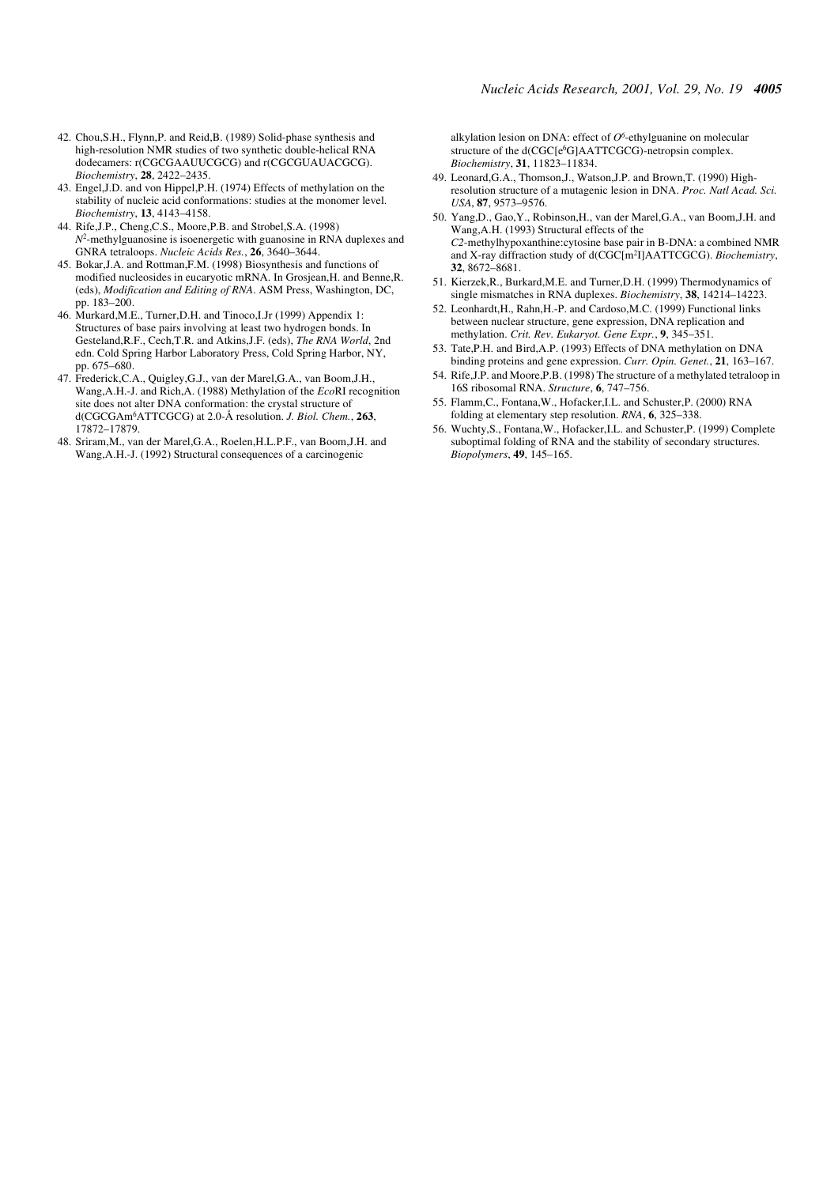42. Chou,S.H., Flynn,P. and Reid,B. (1989) Solid-phase synthesis and high-resolution NMR studies of two synthetic double-helical RNA dodecamers: r(CGCGAAUUCGCG) and r(CGCGUAUACGCG). *Biochemistry*, **28**, 2422–2435.
43. Engel,J.D. and von Hippel,P.H. (1974) Effects of methylation on the stability of nucleic acid conformations: studies at the monomer level. *Biochemistry*, **13**, 4143–4158.
44. Rife,J.P., Cheng,C.S., Moore,P.B. and Strobel,S.A. (1998) $N^2$-methylguanosine is isoenergetic with guanosine in RNA duplexes and GNRA tetraloops. *Nucleic Acids Res.*, **26**, 3640–3644.
45. Bokar,J.A. and Rottman,F.M. (1998) Biosynthesis and functions of modified nucleosides in eucaryotic mRNA. In Grosjean,H. and Benne,R. (eds), *Modification and Editing of RNA*. ASM Press, Washington, DC, pp. 183–200.
46. Murkard,M.E., Turner,D.H. and Tinoco,I.Jr (1999) Appendix 1: Structures of base pairs involving at least two hydrogen bonds. In Gesteland,R.F., Cech,T.R. and Atkins,J.F. (eds), *The RNA World*, 2nd edn. Cold Spring Harbor Laboratory Press, Cold Spring Harbor, NY, pp. 675–680.
47. Frederick,C.A., Quigley,G.J., van der Marel,G.A., van Boom,J.H., Wang,A.H.-J. and Rich,A. (1988) Methylation of the *Eco*RI recognition site does not alter DNA conformation: the crystal structure of d(CGCGAm$^6$ATTCGCG) at 2.0-Å resolution. *J. Biol. Chem.*, **263**, 17872–17879.
48. Sriram,M., van der Marel,G.A., Roelen,H.L.P.F., van Boom,J.H. and Wang,A.H.-J. (1992) Structural consequences of a carcinogenic alkylation lesion on DNA: effect of $O^6$-ethylguanine on molecular structure of the d(CGC[e$^6$G]AATTCGCG)-netropsin complex. *Biochemistry*, **31**, 11823–11834.
49. Leonard,G.A., Thomson,J., Watson,J.P. and Brown,T. (1990) High-resolution structure of a mutagenic lesion in DNA. *Proc. Natl Acad. Sci. USA*, **87**, 9573–9576.
50. Yang,D., Gao,Y., Robinson,H., van der Marel,G.A., van Boom,J.H. and Wang,A.H. (1993) Structural effects of the *C2*-methylhypoxanthine:cytosine base pair in B-DNA: a combined NMR and X-ray diffraction study of d(CGC[m$^2$I]AATTCGCG). *Biochemistry*, **32**, 8672–8681.
51. Kierzek,R., Burkard,M.E. and Turner,D.H. (1999) Thermodynamics of single mismatches in RNA duplexes. *Biochemistry*, **38**, 14214–14223.
52. Leonhardt,H., Rahn,H.-P. and Cardoso,M.C. (1999) Functional links between nuclear structure, gene expression, DNA replication and methylation. *Crit. Rev. Eukaryot. Gene Expr.*, **9**, 345–351.
53. Tate,P.H. and Bird,A.P. (1993) Effects of DNA methylation on DNA binding proteins and gene expression. *Curr. Opin. Genet.*, **21**, 163–167.
54. Rife,J.P. and Moore,P.B. (1998) The structure of a methylated tetraloop in 16S ribosomal RNA. *Structure*, **6**, 747–756.
55. Flamm,C., Fontana,W., Hofacker,I.L. and Schuster,P. (2000) RNA folding at elementary step resolution. *RNA*, **6**, 325–338.
56. Wuchty,S., Fontana,W., Hofacker,I.L. and Schuster,P. (1999) Complete suboptimal folding of RNA and the stability of secondary structures. *Biopolymers*, **49**, 145–165.